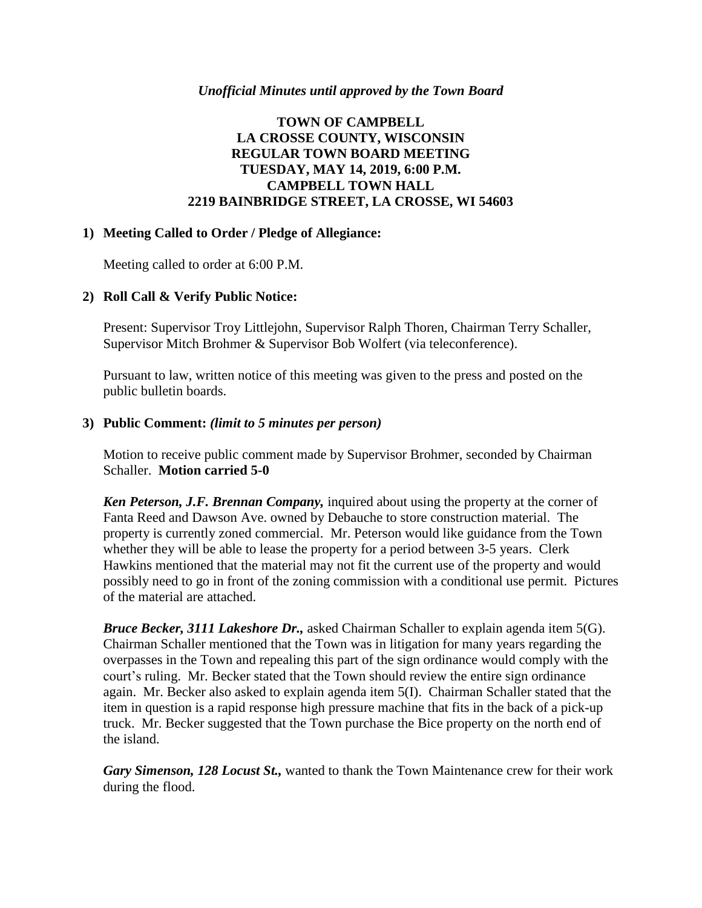*Unofficial Minutes until approved by the Town Board*

# TOWN OF CAMPBELL
## LA CROSSE COUNTY, WISCONSIN
## REGULAR TOWN BOARD MEETING
## TUESDAY, MAY 14, 2019, 6:00 P.M.
## CAMPBELL TOWN HALL
## 2219 BAINBRIDGE STREET, LA CROSSE, WI 54603

### 1) Meeting Called to Order / Pledge of Allegiance:

Meeting called to order at 6:00 P.M.

### 2) Roll Call & Verify Public Notice:

Present: Supervisor Troy Littlejohn, Supervisor Ralph Thoren, Chairman Terry Schaller, Supervisor Mitch Brohmer & Supervisor Bob Wolfert (via teleconference).

Pursuant to law, written notice of this meeting was given to the press and posted on the public bulletin boards.

### 3) Public Comment: *(limit to 5 minutes per person)*

Motion to receive public comment made by Supervisor Brohmer, seconded by Chairman Schaller. **Motion carried 5-0**

***Ken Peterson, J.F. Brennan Company,*** inquired about using the property at the corner of Fanta Reed and Dawson Ave. owned by Debauche to store construction material. The property is currently zoned commercial. Mr. Peterson would like guidance from the Town whether they will be able to lease the property for a period between 3-5 years. Clerk Hawkins mentioned that the material may not fit the current use of the property and would possibly need to go in front of the zoning commission with a conditional use permit. Pictures of the material are attached.

***Bruce Becker, 3111 Lakeshore Dr.,*** asked Chairman Schaller to explain agenda item 5(G). Chairman Schaller mentioned that the Town was in litigation for many years regarding the overpasses in the Town and repealing this part of the sign ordinance would comply with the court's ruling. Mr. Becker stated that the Town should review the entire sign ordinance again. Mr. Becker also asked to explain agenda item 5(I). Chairman Schaller stated that the item in question is a rapid response high pressure machine that fits in the back of a pick-up truck. Mr. Becker suggested that the Town purchase the Bice property on the north end of the island.

***Gary Simenson, 128 Locust St.,*** wanted to thank the Town Maintenance crew for their work during the flood.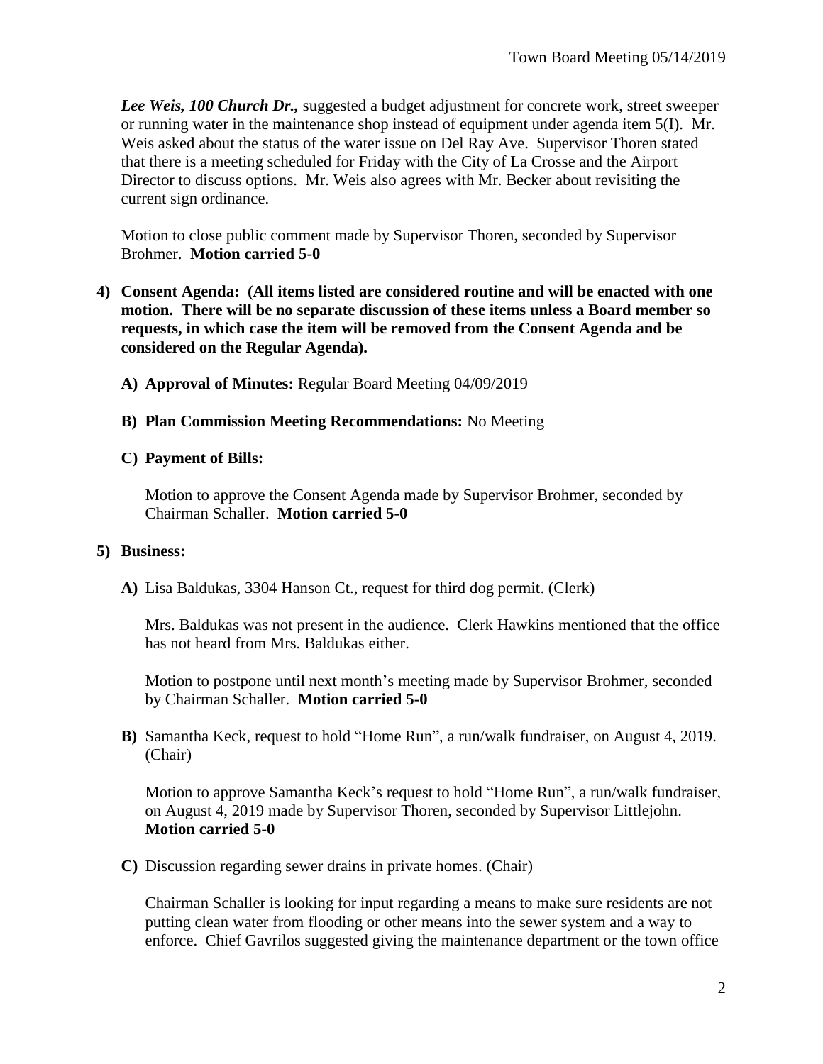***Lee Weis, 100 Church Dr.,*** suggested a budget adjustment for concrete work, street sweeper or running water in the maintenance shop instead of equipment under agenda item 5(I). Mr. Weis asked about the status of the water issue on Del Ray Ave. Supervisor Thoren stated that there is a meeting scheduled for Friday with the City of La Crosse and the Airport Director to discuss options. Mr. Weis also agrees with Mr. Becker about revisiting the current sign ordinance.

Motion to close public comment made by Supervisor Thoren, seconded by Supervisor Brohmer. **Motion carried 5-0**

**4) Consent Agenda: (All items listed are considered routine and will be enacted with one motion. There will be no separate discussion of these items unless a Board member so requests, in which case the item will be removed from the Consent Agenda and be considered on the Regular Agenda).**

**A) Approval of Minutes:** Regular Board Meeting 04/09/2019

**B) Plan Commission Meeting Recommendations:** No Meeting

**C) Payment of Bills:**

Motion to approve the Consent Agenda made by Supervisor Brohmer, seconded by Chairman Schaller. **Motion carried 5-0**

**5) Business:**

**A)** Lisa Baldukas, 3304 Hanson Ct., request for third dog permit. (Clerk)

Mrs. Baldukas was not present in the audience. Clerk Hawkins mentioned that the office has not heard from Mrs. Baldukas either.

Motion to postpone until next month's meeting made by Supervisor Brohmer, seconded by Chairman Schaller. **Motion carried 5-0**

**B)** Samantha Keck, request to hold "Home Run", a run/walk fundraiser, on August 4, 2019. (Chair)

Motion to approve Samantha Keck's request to hold "Home Run", a run/walk fundraiser, on August 4, 2019 made by Supervisor Thoren, seconded by Supervisor Littlejohn. **Motion carried 5-0**

**C)** Discussion regarding sewer drains in private homes. (Chair)

Chairman Schaller is looking for input regarding a means to make sure residents are not putting clean water from flooding or other means into the sewer system and a way to enforce. Chief Gavrilos suggested giving the maintenance department or the town office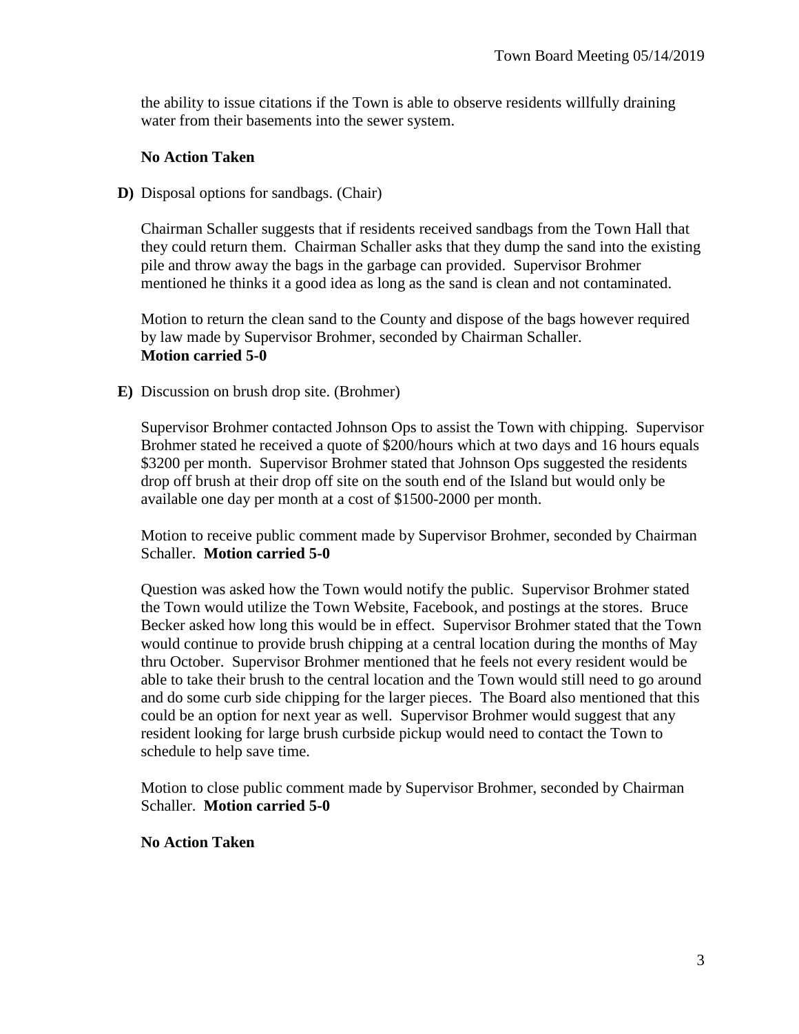the ability to issue citations if the Town is able to observe residents willfully draining water from their basements into the sewer system.

**No Action Taken**

**D)** Disposal options for sandbags. (Chair)

Chairman Schaller suggests that if residents received sandbags from the Town Hall that they could return them. Chairman Schaller asks that they dump the sand into the existing pile and throw away the bags in the garbage can provided. Supervisor Brohmer mentioned he thinks it a good idea as long as the sand is clean and not contaminated.

Motion to return the clean sand to the County and dispose of the bags however required by law made by Supervisor Brohmer, seconded by Chairman Schaller.
**Motion carried 5-0**

**E)** Discussion on brush drop site. (Brohmer)

Supervisor Brohmer contacted Johnson Ops to assist the Town with chipping. Supervisor Brohmer stated he received a quote of $200/hours which at two days and 16 hours equals $3200 per month. Supervisor Brohmer stated that Johnson Ops suggested the residents drop off brush at their drop off site on the south end of the Island but would only be available one day per month at a cost of $1500-2000 per month.

Motion to receive public comment made by Supervisor Brohmer, seconded by Chairman Schaller. **Motion carried 5-0**

Question was asked how the Town would notify the public. Supervisor Brohmer stated the Town would utilize the Town Website, Facebook, and postings at the stores. Bruce Becker asked how long this would be in effect. Supervisor Brohmer stated that the Town would continue to provide brush chipping at a central location during the months of May thru October. Supervisor Brohmer mentioned that he feels not every resident would be able to take their brush to the central location and the Town would still need to go around and do some curb side chipping for the larger pieces. The Board also mentioned that this could be an option for next year as well. Supervisor Brohmer would suggest that any resident looking for large brush curbside pickup would need to contact the Town to schedule to help save time.

Motion to close public comment made by Supervisor Brohmer, seconded by Chairman Schaller. **Motion carried 5-0**

**No Action Taken**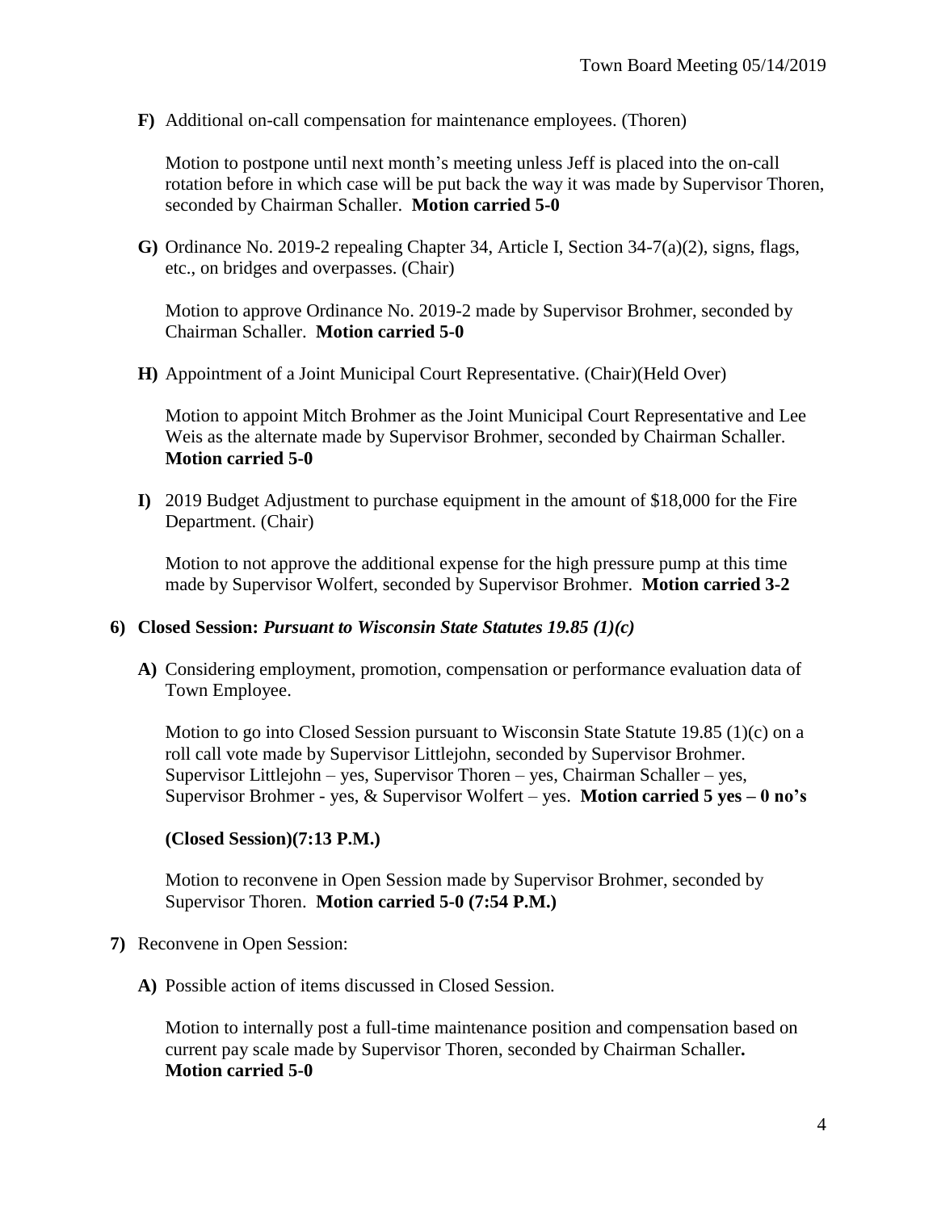**F)** Additional on-call compensation for maintenance employees. (Thoren)

Motion to postpone until next month's meeting unless Jeff is placed into the on-call rotation before in which case will be put back the way it was made by Supervisor Thoren, seconded by Chairman Schaller. **Motion carried 5-0**

**G)** Ordinance No. 2019-2 repealing Chapter 34, Article I, Section 34-7(a)(2), signs, flags, etc., on bridges and overpasses. (Chair)

Motion to approve Ordinance No. 2019-2 made by Supervisor Brohmer, seconded by Chairman Schaller. **Motion carried 5-0**

**H)** Appointment of a Joint Municipal Court Representative. (Chair)(Held Over)

Motion to appoint Mitch Brohmer as the Joint Municipal Court Representative and Lee Weis as the alternate made by Supervisor Brohmer, seconded by Chairman Schaller. **Motion carried 5-0**

**I)** 2019 Budget Adjustment to purchase equipment in the amount of $18,000 for the Fire Department. (Chair)

Motion to not approve the additional expense for the high pressure pump at this time made by Supervisor Wolfert, seconded by Supervisor Brohmer. **Motion carried 3-2**

**6) Closed Session:** ***Pursuant to Wisconsin State Statutes 19.85 (1)(c)***

**A)** Considering employment, promotion, compensation or performance evaluation data of Town Employee.

Motion to go into Closed Session pursuant to Wisconsin State Statute 19.85 (1)(c) on a roll call vote made by Supervisor Littlejohn, seconded by Supervisor Brohmer. Supervisor Littlejohn – yes, Supervisor Thoren – yes, Chairman Schaller – yes, Supervisor Brohmer - yes, & Supervisor Wolfert – yes. **Motion carried 5 yes – 0 no's**

**(Closed Session)(7:13 P.M.)**

Motion to reconvene in Open Session made by Supervisor Brohmer, seconded by Supervisor Thoren. **Motion carried 5-0 (7:54 P.M.)**

**7)** Reconvene in Open Session:

**A)** Possible action of items discussed in Closed Session.

Motion to internally post a full-time maintenance position and compensation based on current pay scale made by Supervisor Thoren, seconded by Chairman Schaller**.** **Motion carried 5-0**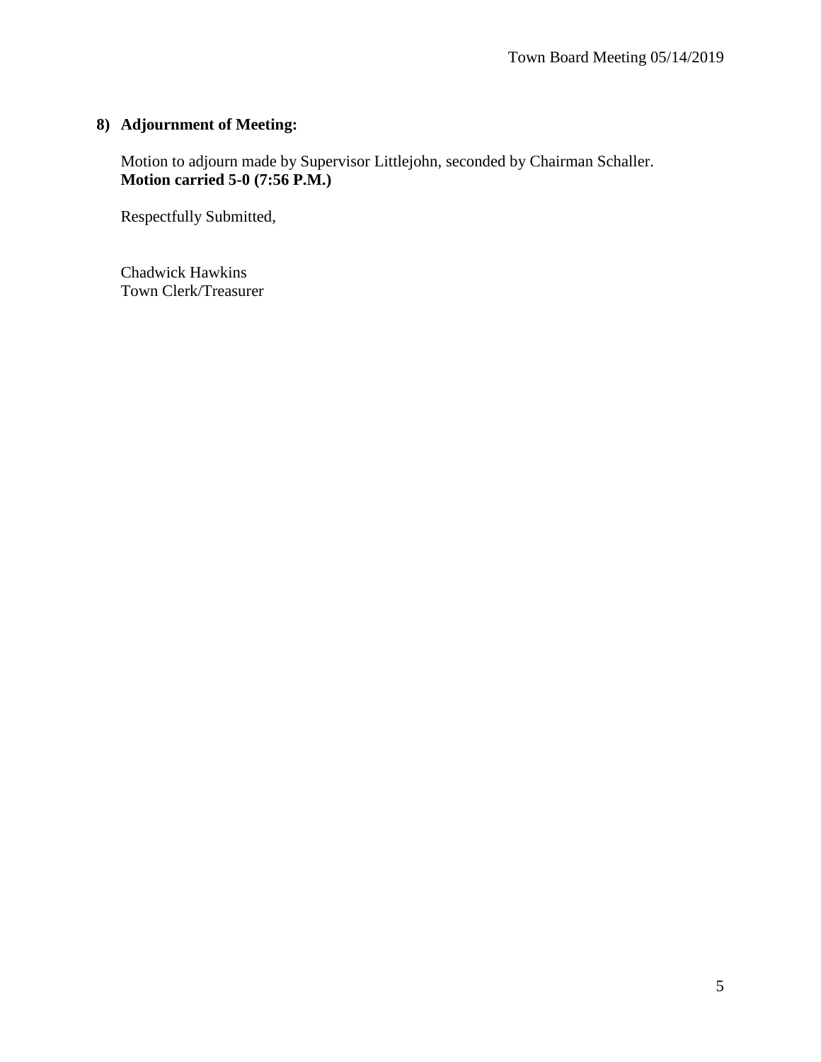**8) Adjournment of Meeting:**

Motion to adjourn made by Supervisor Littlejohn, seconded by Chairman Schaller.
**Motion carried 5-0 (7:56 P.M.)**

Respectfully Submitted,

Chadwick Hawkins
Town Clerk/Treasurer